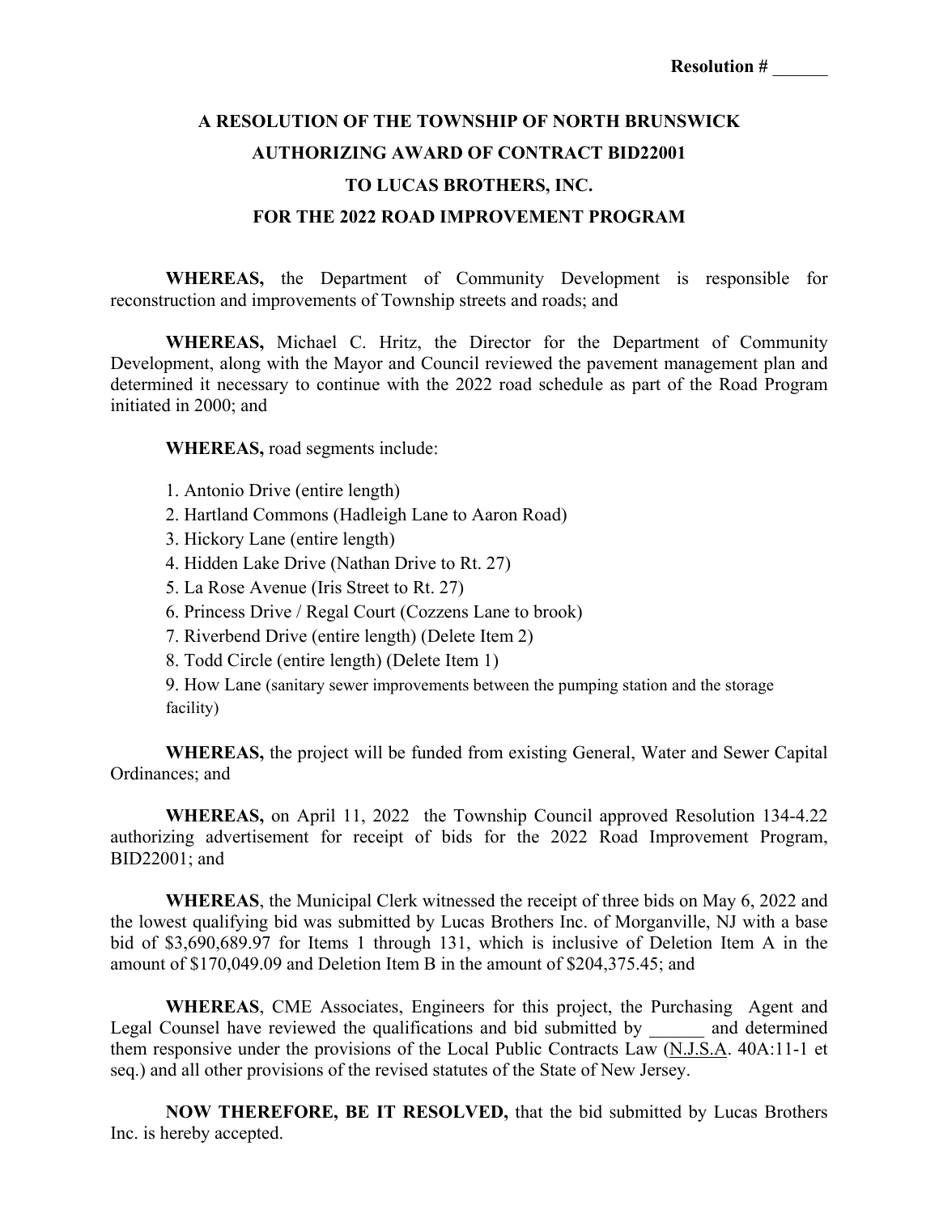**Resolution # ______**

# A RESOLUTION OF THE TOWNSHIP OF NORTH BRUNSWICK AUTHORIZING AWARD OF CONTRACT BID22001 TO LUCAS BROTHERS, INC. FOR THE 2022 ROAD IMPROVEMENT PROGRAM

**WHEREAS,** the Department of Community Development is responsible for reconstruction and improvements of Township streets and roads; and

**WHEREAS,** Michael C. Hritz, the Director for the Department of Community Development, along with the Mayor and Council reviewed the pavement management plan and determined it necessary to continue with the 2022 road schedule as part of the Road Program initiated in 2000; and

**WHEREAS,** road segments include:

1. Antonio Drive (entire length)
2. Hartland Commons (Hadleigh Lane to Aaron Road)
3. Hickory Lane (entire length)
4. Hidden Lake Drive (Nathan Drive to Rt. 27)
5. La Rose Avenue (Iris Street to Rt. 27)
6. Princess Drive / Regal Court (Cozzens Lane to brook)
7. Riverbend Drive (entire length) (Delete Item 2)
8. Todd Circle (entire length) (Delete Item 1)
9. How Lane (sanitary sewer improvements between the pumping station and the storage facility)

**WHEREAS,** the project will be funded from existing General, Water and Sewer Capital Ordinances; and

**WHEREAS,** on April 11, 2022 the Township Council approved Resolution 134-4.22 authorizing advertisement for receipt of bids for the 2022 Road Improvement Program, BID22001; and

**WHEREAS**, the Municipal Clerk witnessed the receipt of three bids on May 6, 2022 and the lowest qualifying bid was submitted by Lucas Brothers Inc. of Morganville, NJ with a base bid of $3,690,689.97 for Items 1 through 131, which is inclusive of Deletion Item A in the amount of $170,049.09 and Deletion Item B in the amount of $204,375.45; and

**WHEREAS**, CME Associates, Engineers for this project, the Purchasing Agent and Legal Counsel have reviewed the qualifications and bid submitted by ______ and determined them responsive under the provisions of the Local Public Contracts Law (N.J.S.A. 40A:11-1 et seq.) and all other provisions of the revised statutes of the State of New Jersey.

**NOW THEREFORE, BE IT RESOLVED,** that the bid submitted by Lucas Brothers Inc. is hereby accepted.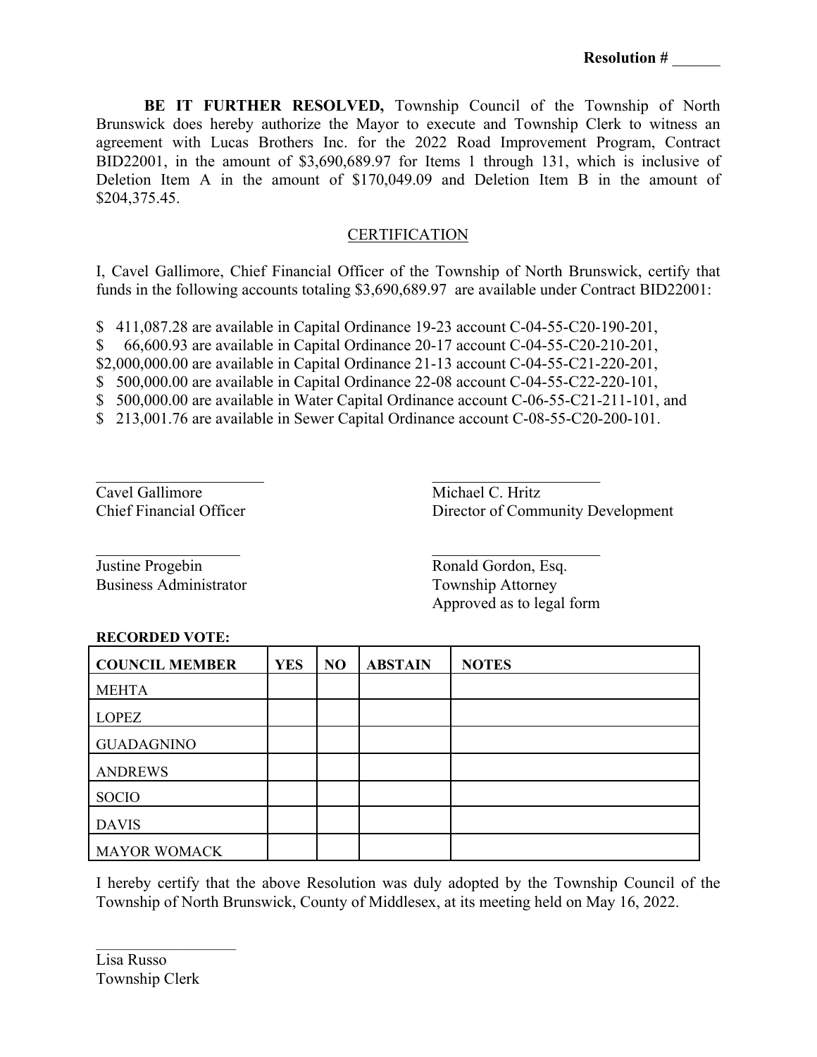Resolution # ______

**BE IT FURTHER RESOLVED,** Township Council of the Township of North Brunswick does hereby authorize the Mayor to execute and Township Clerk to witness an agreement with Lucas Brothers Inc. for the 2022 Road Improvement Program, Contract BID22001, in the amount of $3,690,689.97 for Items 1 through 131, which is inclusive of Deletion Item A in the amount of $170,049.09 and Deletion Item B in the amount of $204,375.45.

## CERTIFICATION

I, Cavel Gallimore, Chief Financial Officer of the Township of North Brunswick, certify that funds in the following accounts totaling $3,690,689.97 are available under Contract BID22001:

$ 411,087.28 are available in Capital Ordinance 19-23 account C-04-55-C20-190-201,
$ 66,600.93 are available in Capital Ordinance 20-17 account C-04-55-C20-210-201,
$2,000,000.00 are available in Capital Ordinance 21-13 account C-04-55-C21-220-201,
$ 500,000.00 are available in Capital Ordinance 22-08 account C-04-55-C22-220-101,
$ 500,000.00 are available in Water Capital Ordinance account C-06-55-C21-211-101, and
$ 213,001.76 are available in Sewer Capital Ordinance account C-08-55-C20-200-101.

______________________
Cavel Gallimore
Chief Financial Officer

______________________
Michael C. Hritz
Director of Community Development

______________________
Justine Progebin
Business Administrator

______________________
Ronald Gordon, Esq.
Township Attorney
Approved as to legal form

**RECORDED VOTE:**

| **COUNCIL MEMBER** | **YES** | **NO** | **ABSTAIN** | **NOTES** |
|---|---|---|---|---|
| MEHTA | | | | |
| LOPEZ | | | | |
| GUADAGNINO | | | | |
| ANDREWS | | | | |
| SOCIO | | | | |
| DAVIS | | | | |
| MAYOR WOMACK | | | | |

I hereby certify that the above Resolution was duly adopted by the Township Council of the Township of North Brunswick, County of Middlesex, at its meeting held on May 16, 2022.

______________________
Lisa Russo
Township Clerk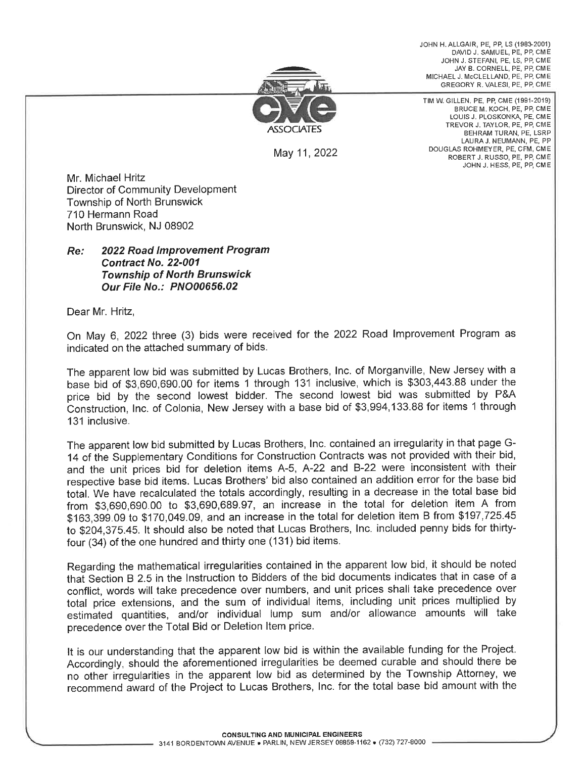JOHN H. ALLGAIR, PE, PP, LS (1983-2001)
DAVID J. SAMUEL, PE, PP, CME
JOHN J. STEFANI, PE, LS, PP, CME
JAY B. CORNELL, PE, PP, CME
MICHAEL J. McCLELLAND, PE, PP, CME
GREGORY R. VALESI, PE, PP, CME

TIM W. GILLEN, PE, PP, CME (1991-2019)
BRUCE M. KOCH, PE, PP, CME
LOUIS J. PLOSKONKA, PE, CME
TREVOR J. TAYLOR, PE, PP, CME
BEHRAM TURAN, PE, LSRP
LAURA J. NEUMANN, PE, PP
DOUGLAS ROHMEYER, PE, CFM, CME
ROBERT J. RUSSO, PE, PP, CME
JOHN J. HESS, PE, PP, CME

CME ASSOCIATES

May 11, 2022

Mr. Michael Hritz
Director of Community Development
Township of North Brunswick
710 Hermann Road
North Brunswick, NJ 08902

***Re: 2022 Road Improvement Program***
***Contract No. 22-001***
***Township of North Brunswick***
***Our File No.: PNO00656.02***

Dear Mr. Hritz,

On May 6, 2022 three (3) bids were received for the 2022 Road Improvement Program as indicated on the attached summary of bids.

The apparent low bid was submitted by Lucas Brothers, Inc. of Morganville, New Jersey with a base bid of $3,690,690.00 for items 1 through 131 inclusive, which is $303,443.88 under the price bid by the second lowest bidder. The second lowest bid was submitted by P&A Construction, Inc. of Colonia, New Jersey with a base bid of $3,994,133.88 for items 1 through 131 inclusive.

The apparent low bid submitted by Lucas Brothers, Inc. contained an irregularity in that page G-14 of the Supplementary Conditions for Construction Contracts was not provided with their bid, and the unit prices bid for deletion items A-5, A-22 and B-22 were inconsistent with their respective base bid items. Lucas Brothers' bid also contained an addition error for the base bid total. We have recalculated the totals accordingly, resulting in a decrease in the total base bid from $3,690,690.00 to $3,690,689.97, an increase in the total for deletion item A from $163,399.09 to $170,049.09, and an increase in the total for deletion item B from $197,725.45 to $204,375.45. It should also be noted that Lucas Brothers, Inc. included penny bids for thirty-four (34) of the one hundred and thirty one (131) bid items.

Regarding the mathematical irregularities contained in the apparent low bid, it should be noted that Section B 2.5 in the Instruction to Bidders of the bid documents indicates that in case of a conflict, words will take precedence over numbers, and unit prices shall take precedence over total price extensions, and the sum of individual items, including unit prices multiplied by estimated quantities, and/or individual lump sum and/or allowance amounts will take precedence over the Total Bid or Deletion Item price.

It is our understanding that the apparent low bid is within the available funding for the Project. Accordingly, should the aforementioned irregularities be deemed curable and should there be no other irregularities in the apparent low bid as determined by the Township Attorney, we recommend award of the Project to Lucas Brothers, Inc. for the total base bid amount with the

CONSULTING AND MUNICIPAL ENGINEERS
3141 BORDENTOWN AVENUE • PARLIN, NEW JERSEY 08859-1162 • (732) 727-8000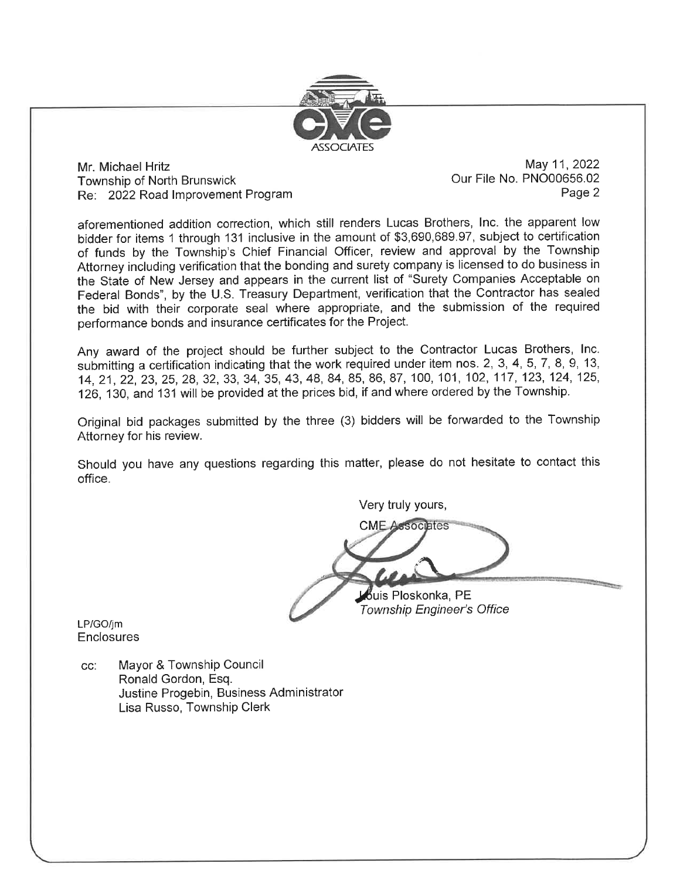Mr. Michael Hritz
Township of North Brunswick
Re: 2022 Road Improvement Program

May 11, 2022
Our File No. PNO00656.02

aforementioned addition correction, which still renders Lucas Brothers, Inc. the apparent low bidder for items 1 through 131 inclusive in the amount of $3,690,689.97, subject to certification of funds by the Township's Chief Financial Officer, review and approval by the Township Attorney including verification that the bonding and surety company is licensed to do business in the State of New Jersey and appears in the current list of "Surety Companies Acceptable on Federal Bonds", by the U.S. Treasury Department, verification that the Contractor has sealed the bid with their corporate seal where appropriate, and the submission of the required performance bonds and insurance certificates for the Project.

Any award of the project should be further subject to the Contractor Lucas Brothers, Inc. submitting a certification indicating that the work required under item nos. 2, 3, 4, 5, 7, 8, 9, 13, 14, 21, 22, 23, 25, 28, 32, 33, 34, 35, 43, 48, 84, 85, 86, 87, 100, 101, 102, 117, 123, 124, 125, 126, 130, and 131 will be provided at the prices bid, if and where ordered by the Township.

Original bid packages submitted by the three (3) bidders will be forwarded to the Township Attorney for his review.

Should you have any questions regarding this matter, please do not hesitate to contact this office.

Very truly yours,

CME Associates

Louis Ploskonka, PE
*Township Engineer's Office*

LP/GO/jm
Enclosures

cc: Mayor & Township Council
Ronald Gordon, Esq.
Justine Progebin, Business Administrator
Lisa Russo, Township Clerk